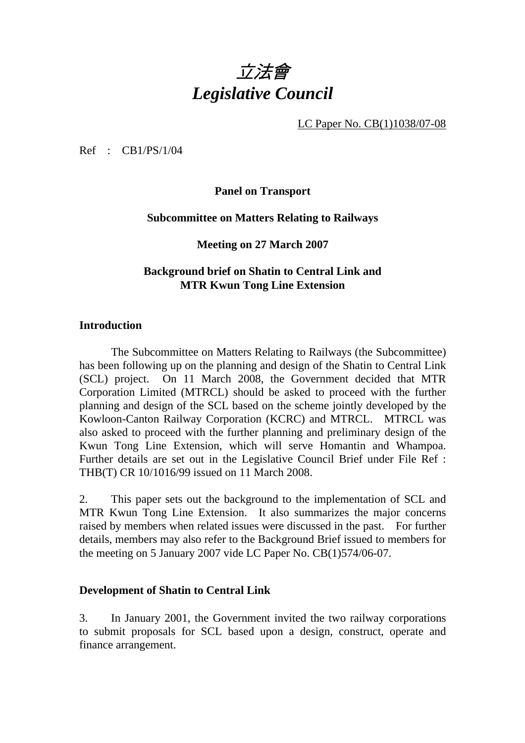# 立法會
# *Legislative Council*

LC Paper No. CB(1)1038/07-08

Ref : CB1/PS/1/04

**Panel on Transport**

**Subcommittee on Matters Relating to Railways**

**Meeting on 27 March 2007**

**Background brief on Shatin to Central Link and MTR Kwun Tong Line Extension**

## Introduction

The Subcommittee on Matters Relating to Railways (the Subcommittee) has been following up on the planning and design of the Shatin to Central Link (SCL) project. On 11 March 2008, the Government decided that MTR Corporation Limited (MTRCL) should be asked to proceed with the further planning and design of the SCL based on the scheme jointly developed by the Kowloon-Canton Railway Corporation (KCRC) and MTRCL. MTRCL was also asked to proceed with the further planning and preliminary design of the Kwun Tong Line Extension, which will serve Homantin and Whampoa. Further details are set out in the Legislative Council Brief under File Ref : THB(T) CR 10/1016/99 issued on 11 March 2008.

2. This paper sets out the background to the implementation of SCL and MTR Kwun Tong Line Extension. It also summarizes the major concerns raised by members when related issues were discussed in the past. For further details, members may also refer to the Background Brief issued to members for the meeting on 5 January 2007 vide LC Paper No. CB(1)574/06-07.

## Development of Shatin to Central Link

3. In January 2001, the Government invited the two railway corporations to submit proposals for SCL based upon a design, construct, operate and finance arrangement.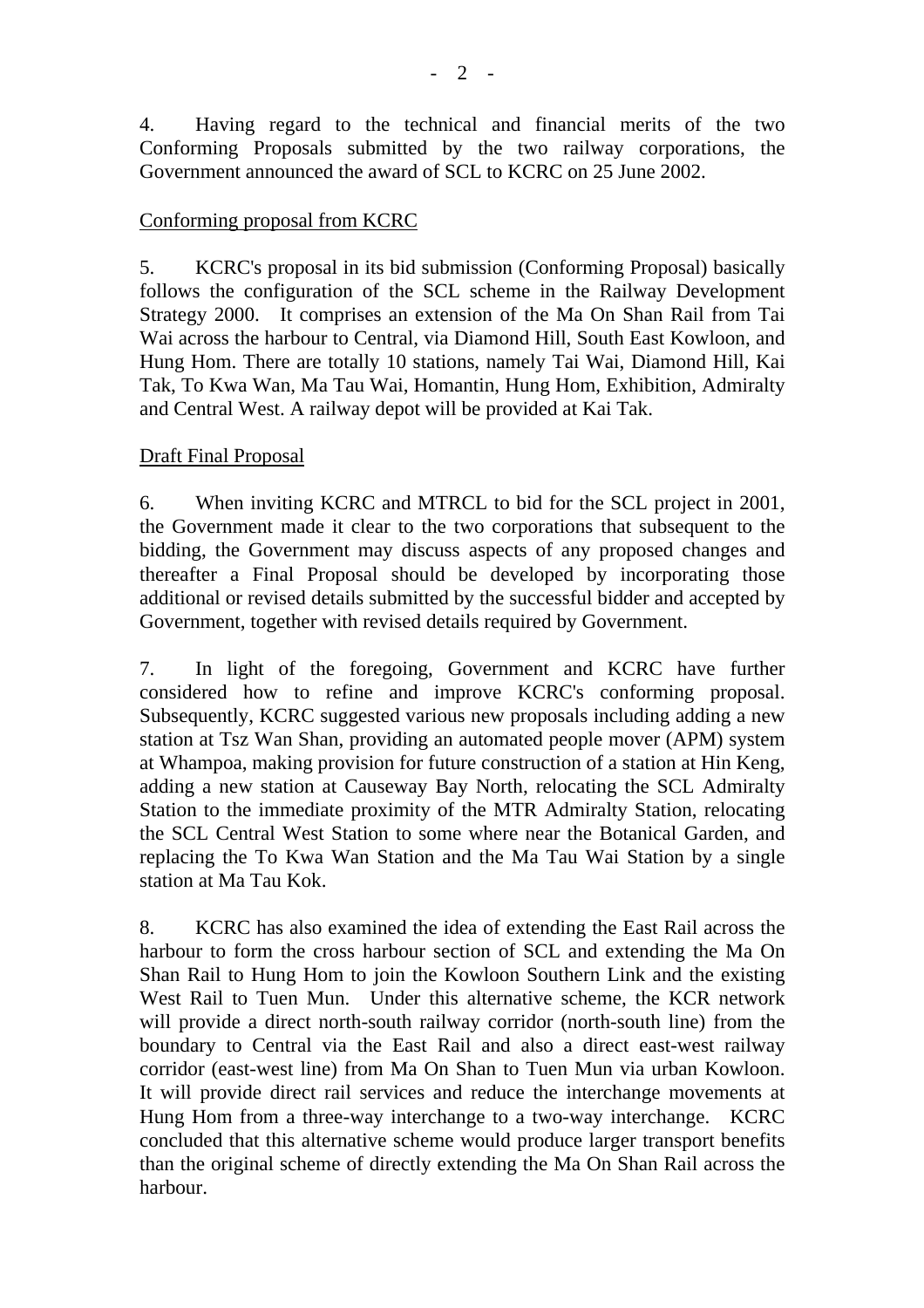4. Having regard to the technical and financial merits of the two Conforming Proposals submitted by the two railway corporations, the Government announced the award of SCL to KCRC on 25 June 2002.

<u>Conforming proposal from KCRC</u>

5. KCRC's proposal in its bid submission (Conforming Proposal) basically follows the configuration of the SCL scheme in the Railway Development Strategy 2000. It comprises an extension of the Ma On Shan Rail from Tai Wai across the harbour to Central, via Diamond Hill, South East Kowloon, and Hung Hom. There are totally 10 stations, namely Tai Wai, Diamond Hill, Kai Tak, To Kwa Wan, Ma Tau Wai, Homantin, Hung Hom, Exhibition, Admiralty and Central West. A railway depot will be provided at Kai Tak.

<u>Draft Final Proposal</u>

6. When inviting KCRC and MTRCL to bid for the SCL project in 2001, the Government made it clear to the two corporations that subsequent to the bidding, the Government may discuss aspects of any proposed changes and thereafter a Final Proposal should be developed by incorporating those additional or revised details submitted by the successful bidder and accepted by Government, together with revised details required by Government.

7. In light of the foregoing, Government and KCRC have further considered how to refine and improve KCRC's conforming proposal. Subsequently, KCRC suggested various new proposals including adding a new station at Tsz Wan Shan, providing an automated people mover (APM) system at Whampoa, making provision for future construction of a station at Hin Keng, adding a new station at Causeway Bay North, relocating the SCL Admiralty Station to the immediate proximity of the MTR Admiralty Station, relocating the SCL Central West Station to some where near the Botanical Garden, and replacing the To Kwa Wan Station and the Ma Tau Wai Station by a single station at Ma Tau Kok.

8. KCRC has also examined the idea of extending the East Rail across the harbour to form the cross harbour section of SCL and extending the Ma On Shan Rail to Hung Hom to join the Kowloon Southern Link and the existing West Rail to Tuen Mun. Under this alternative scheme, the KCR network will provide a direct north-south railway corridor (north-south line) from the boundary to Central via the East Rail and also a direct east-west railway corridor (east-west line) from Ma On Shan to Tuen Mun via urban Kowloon. It will provide direct rail services and reduce the interchange movements at Hung Hom from a three-way interchange to a two-way interchange. KCRC concluded that this alternative scheme would produce larger transport benefits than the original scheme of directly extending the Ma On Shan Rail across the harbour.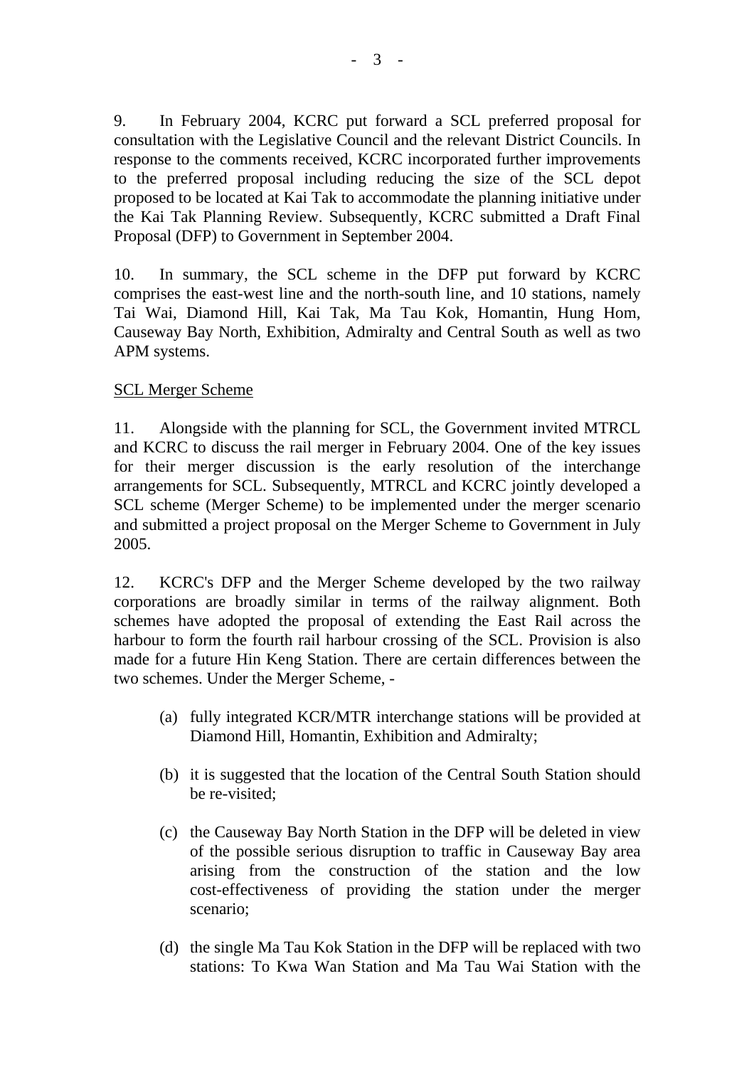9. In February 2004, KCRC put forward a SCL preferred proposal for consultation with the Legislative Council and the relevant District Councils. In response to the comments received, KCRC incorporated further improvements to the preferred proposal including reducing the size of the SCL depot proposed to be located at Kai Tak to accommodate the planning initiative under the Kai Tak Planning Review. Subsequently, KCRC submitted a Draft Final Proposal (DFP) to Government in September 2004.

10. In summary, the SCL scheme in the DFP put forward by KCRC comprises the east-west line and the north-south line, and 10 stations, namely Tai Wai, Diamond Hill, Kai Tak, Ma Tau Kok, Homantin, Hung Hom, Causeway Bay North, Exhibition, Admiralty and Central South as well as two APM systems.

<u>SCL Merger Scheme</u>

11. Alongside with the planning for SCL, the Government invited MTRCL and KCRC to discuss the rail merger in February 2004. One of the key issues for their merger discussion is the early resolution of the interchange arrangements for SCL. Subsequently, MTRCL and KCRC jointly developed a SCL scheme (Merger Scheme) to be implemented under the merger scenario and submitted a project proposal on the Merger Scheme to Government in July 2005.

12. KCRC's DFP and the Merger Scheme developed by the two railway corporations are broadly similar in terms of the railway alignment. Both schemes have adopted the proposal of extending the East Rail across the harbour to form the fourth rail harbour crossing of the SCL. Provision is also made for a future Hin Keng Station. There are certain differences between the two schemes. Under the Merger Scheme, -

(a) fully integrated KCR/MTR interchange stations will be provided at Diamond Hill, Homantin, Exhibition and Admiralty;

(b) it is suggested that the location of the Central South Station should be re-visited;

(c) the Causeway Bay North Station in the DFP will be deleted in view of the possible serious disruption to traffic in Causeway Bay area arising from the construction of the station and the low cost-effectiveness of providing the station under the merger scenario;

(d) the single Ma Tau Kok Station in the DFP will be replaced with two stations: To Kwa Wan Station and Ma Tau Wai Station with the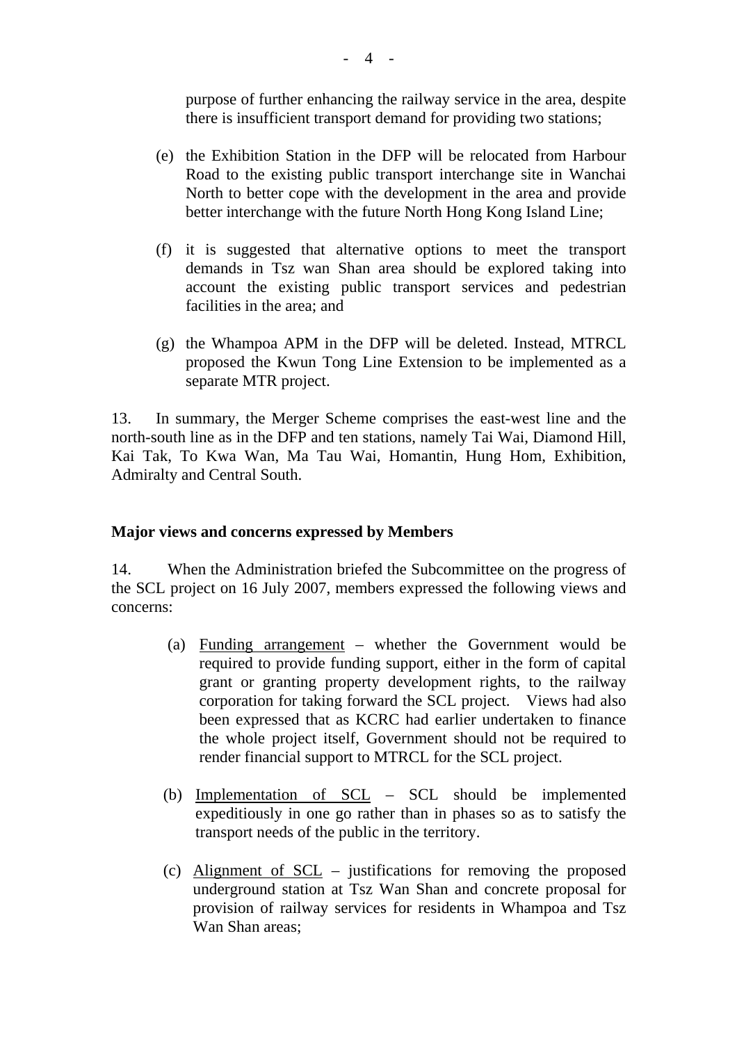purpose of further enhancing the railway service in the area, despite there is insufficient transport demand for providing two stations;

(e) the Exhibition Station in the DFP will be relocated from Harbour Road to the existing public transport interchange site in Wanchai North to better cope with the development in the area and provide better interchange with the future North Hong Kong Island Line;

(f) it is suggested that alternative options to meet the transport demands in Tsz wan Shan area should be explored taking into account the existing public transport services and pedestrian facilities in the area; and

(g) the Whampoa APM in the DFP will be deleted. Instead, MTRCL proposed the Kwun Tong Line Extension to be implemented as a separate MTR project.

13. In summary, the Merger Scheme comprises the east-west line and the north-south line as in the DFP and ten stations, namely Tai Wai, Diamond Hill, Kai Tak, To Kwa Wan, Ma Tau Wai, Homantin, Hung Hom, Exhibition, Admiralty and Central South.

**Major views and concerns expressed by Members**

14. When the Administration briefed the Subcommittee on the progress of the SCL project on 16 July 2007, members expressed the following views and concerns:

(a) Funding arrangement – whether the Government would be required to provide funding support, either in the form of capital grant or granting property development rights, to the railway corporation for taking forward the SCL project. Views had also been expressed that as KCRC had earlier undertaken to finance the whole project itself, Government should not be required to render financial support to MTRCL for the SCL project.

(b) Implementation of SCL – SCL should be implemented expeditiously in one go rather than in phases so as to satisfy the transport needs of the public in the territory.

(c) Alignment of SCL – justifications for removing the proposed underground station at Tsz Wan Shan and concrete proposal for provision of railway services for residents in Whampoa and Tsz Wan Shan areas;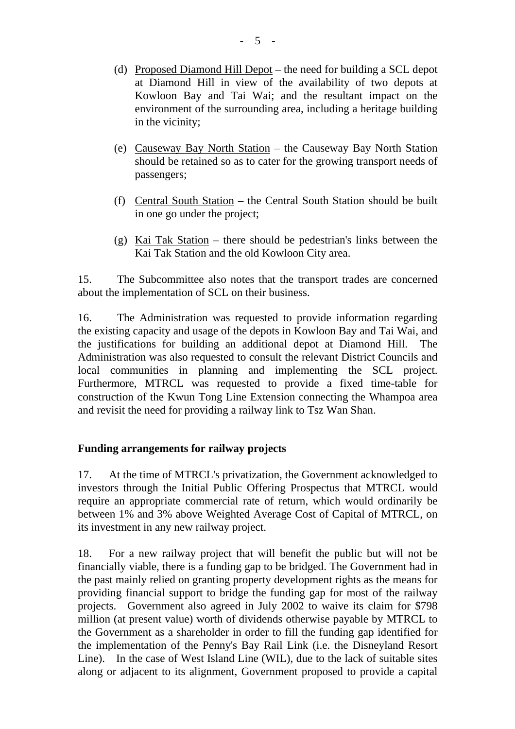(d) Proposed Diamond Hill Depot – the need for building a SCL depot at Diamond Hill in view of the availability of two depots at Kowloon Bay and Tai Wai; and the resultant impact on the environment of the surrounding area, including a heritage building in the vicinity;

(e) Causeway Bay North Station – the Causeway Bay North Station should be retained so as to cater for the growing transport needs of passengers;

(f) Central South Station – the Central South Station should be built in one go under the project;

(g) Kai Tak Station – there should be pedestrian's links between the Kai Tak Station and the old Kowloon City area.

15. The Subcommittee also notes that the transport trades are concerned about the implementation of SCL on their business.

16. The Administration was requested to provide information regarding the existing capacity and usage of the depots in Kowloon Bay and Tai Wai, and the justifications for building an additional depot at Diamond Hill. The Administration was also requested to consult the relevant District Councils and local communities in planning and implementing the SCL project. Furthermore, MTRCL was requested to provide a fixed time-table for construction of the Kwun Tong Line Extension connecting the Whampoa area and revisit the need for providing a railway link to Tsz Wan Shan.

**Funding arrangements for railway projects**

17. At the time of MTRCL's privatization, the Government acknowledged to investors through the Initial Public Offering Prospectus that MTRCL would require an appropriate commercial rate of return, which would ordinarily be between 1% and 3% above Weighted Average Cost of Capital of MTRCL, on its investment in any new railway project.

18. For a new railway project that will benefit the public but will not be financially viable, there is a funding gap to be bridged. The Government had in the past mainly relied on granting property development rights as the means for providing financial support to bridge the funding gap for most of the railway projects. Government also agreed in July 2002 to waive its claim for $798 million (at present value) worth of dividends otherwise payable by MTRCL to the Government as a shareholder in order to fill the funding gap identified for the implementation of the Penny's Bay Rail Link (i.e. the Disneyland Resort Line). In the case of West Island Line (WIL), due to the lack of suitable sites along or adjacent to its alignment, Government proposed to provide a capital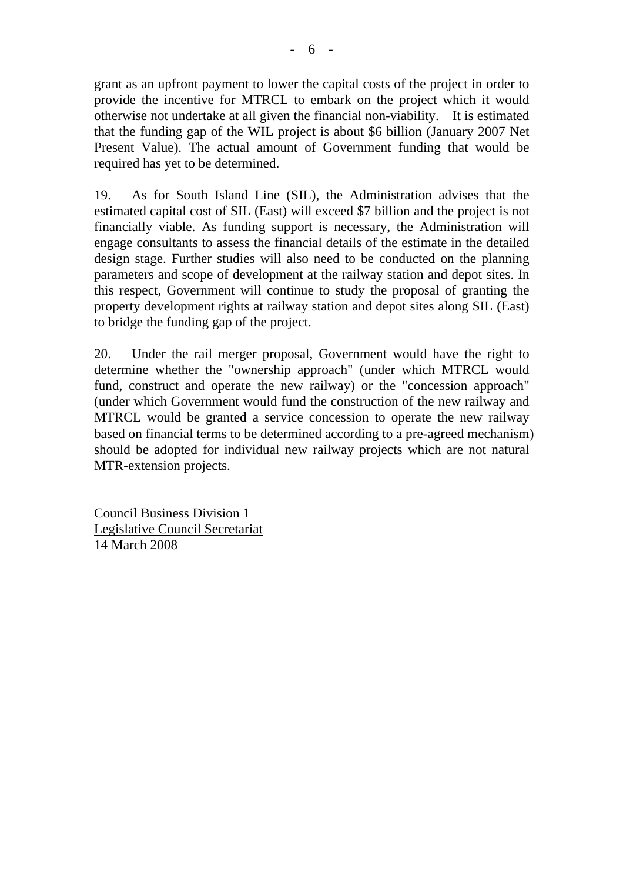grant as an upfront payment to lower the capital costs of the project in order to provide the incentive for MTRCL to embark on the project which it would otherwise not undertake at all given the financial non-viability. It is estimated that the funding gap of the WIL project is about $6 billion (January 2007 Net Present Value). The actual amount of Government funding that would be required has yet to be determined.

19. As for South Island Line (SIL), the Administration advises that the estimated capital cost of SIL (East) will exceed $7 billion and the project is not financially viable. As funding support is necessary, the Administration will engage consultants to assess the financial details of the estimate in the detailed design stage. Further studies will also need to be conducted on the planning parameters and scope of development at the railway station and depot sites. In this respect, Government will continue to study the proposal of granting the property development rights at railway station and depot sites along SIL (East) to bridge the funding gap of the project.

20. Under the rail merger proposal, Government would have the right to determine whether the "ownership approach" (under which MTRCL would fund, construct and operate the new railway) or the "concession approach" (under which Government would fund the construction of the new railway and MTRCL would be granted a service concession to operate the new railway based on financial terms to be determined according to a pre-agreed mechanism) should be adopted for individual new railway projects which are not natural MTR-extension projects.

Council Business Division 1
Legislative Council Secretariat
14 March 2008